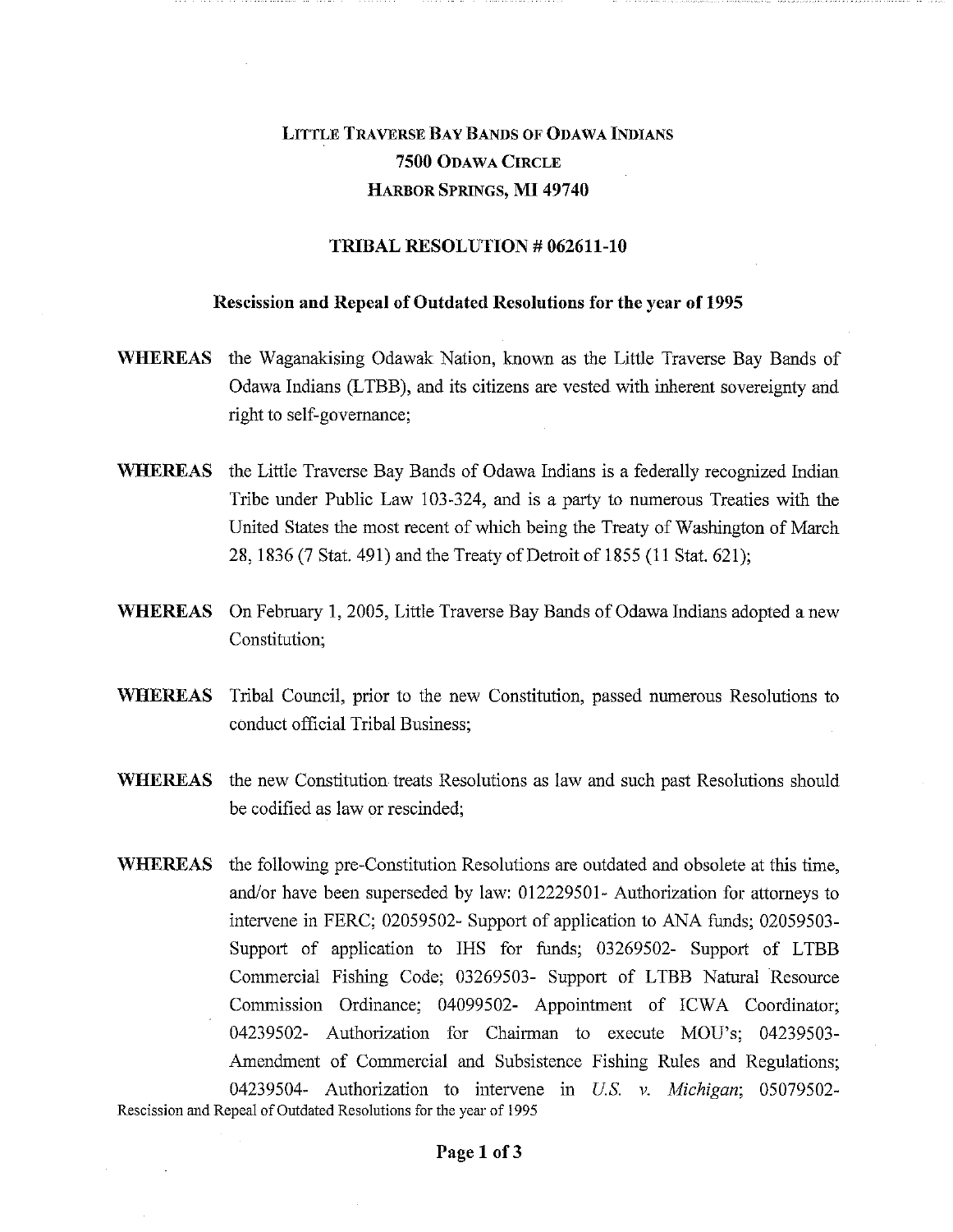# LITTLE TRAVERSE BAY BANDS OF ODAWA INDIANS
## 7500 ODAWA CIRCLE
## HARBOR SPRINGS, MI 49740

## TRIBAL RESOLUTION # 062611-10

### Rescission and Repeal of Outdated Resolutions for the year of 1995

**WHEREAS** the Waganakising Odawak Nation, known as the Little Traverse Bay Bands of Odawa Indians (LTBB), and its citizens are vested with inherent sovereignty and right to self-governance;

**WHEREAS** the Little Traverse Bay Bands of Odawa Indians is a federally recognized Indian Tribe under Public Law 103-324, and is a party to numerous Treaties with the United States the most recent of which being the Treaty of Washington of March 28, 1836 (7 Stat. 491) and the Treaty of Detroit of 1855 (11 Stat. 621);

**WHEREAS** On February 1, 2005, Little Traverse Bay Bands of Odawa Indians adopted a new Constitution;

**WHEREAS** Tribal Council, prior to the new Constitution, passed numerous Resolutions to conduct official Tribal Business;

**WHEREAS** the new Constitution treats Resolutions as law and such past Resolutions should be codified as law or rescinded;

**WHEREAS** the following pre-Constitution Resolutions are outdated and obsolete at this time, and/or have been superseded by law: 012229501- Authorization for attorneys to intervene in FERC; 02059502- Support of application to ANA funds; 02059503- Support of application to IHS for funds; 03269502- Support of LTBB Commercial Fishing Code; 03269503- Support of LTBB Natural Resource Commission Ordinance; 04099502- Appointment of ICWA Coordinator; 04239502- Authorization for Chairman to execute MOU's; 04239503- Amendment of Commercial and Subsistence Fishing Rules and Regulations; 04239504- Authorization to intervene in *U.S. v. Michigan*; 05079502-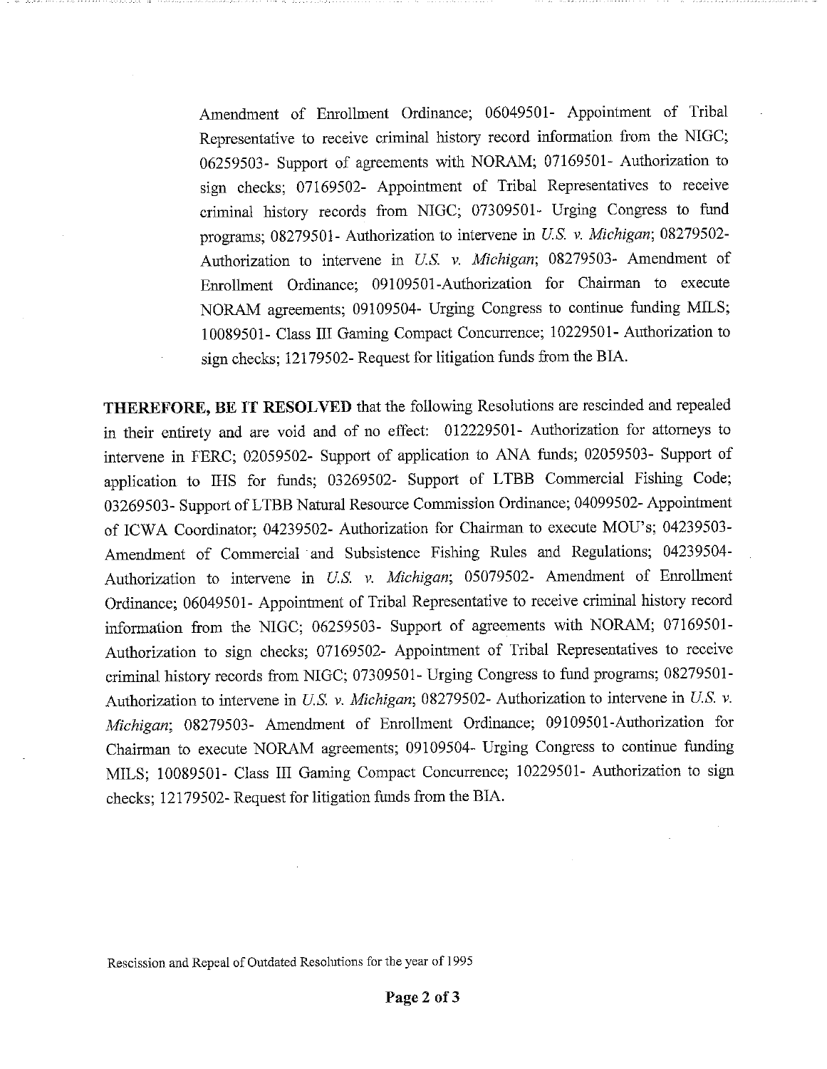Amendment of Enrollment Ordinance; 06049501- Appointment of Tribal Representative to receive criminal history record information from the NIGC; 06259503- Support of agreements with NORAM; 07169501- Authorization to sign checks; 07169502- Appointment of Tribal Representatives to receive criminal history records from NIGC; 07309501- Urging Congress to fund programs; 08279501- Authorization to intervene in *U.S. v. Michigan*; 08279502- Authorization to intervene in *U.S. v. Michigan*; 08279503- Amendment of Enrollment Ordinance; 09109501-Authorization for Chairman to execute NORAM agreements; 09109504- Urging Congress to continue funding MILS; 10089501- Class III Gaming Compact Concurrence; 10229501- Authorization to sign checks; 12179502- Request for litigation funds from the BIA.

**THEREFORE, BE IT RESOLVED** that the following Resolutions are rescinded and repealed in their entirety and are void and of no effect: 012229501- Authorization for attorneys to intervene in FERC; 02059502- Support of application to ANA funds; 02059503- Support of application to IHS for funds; 03269502- Support of LTBB Commercial Fishing Code; 03269503- Support of LTBB Natural Resource Commission Ordinance; 04099502- Appointment of ICWA Coordinator; 04239502- Authorization for Chairman to execute MOU's; 04239503- Amendment of Commercial and Subsistence Fishing Rules and Regulations; 04239504- Authorization to intervene in *U.S. v. Michigan*; 05079502- Amendment of Enrollment Ordinance; 06049501- Appointment of Tribal Representative to receive criminal history record information from the NIGC; 06259503- Support of agreements with NORAM; 07169501- Authorization to sign checks; 07169502- Appointment of Tribal Representatives to receive criminal history records from NIGC; 07309501- Urging Congress to fund programs; 08279501- Authorization to intervene in *U.S. v. Michigan*; 08279502- Authorization to intervene in *U.S. v. Michigan*; 08279503- Amendment of Enrollment Ordinance; 09109501-Authorization for Chairman to execute NORAM agreements; 09109504- Urging Congress to continue funding MILS; 10089501- Class III Gaming Compact Concurrence; 10229501- Authorization to sign checks; 12179502- Request for litigation funds from the BIA.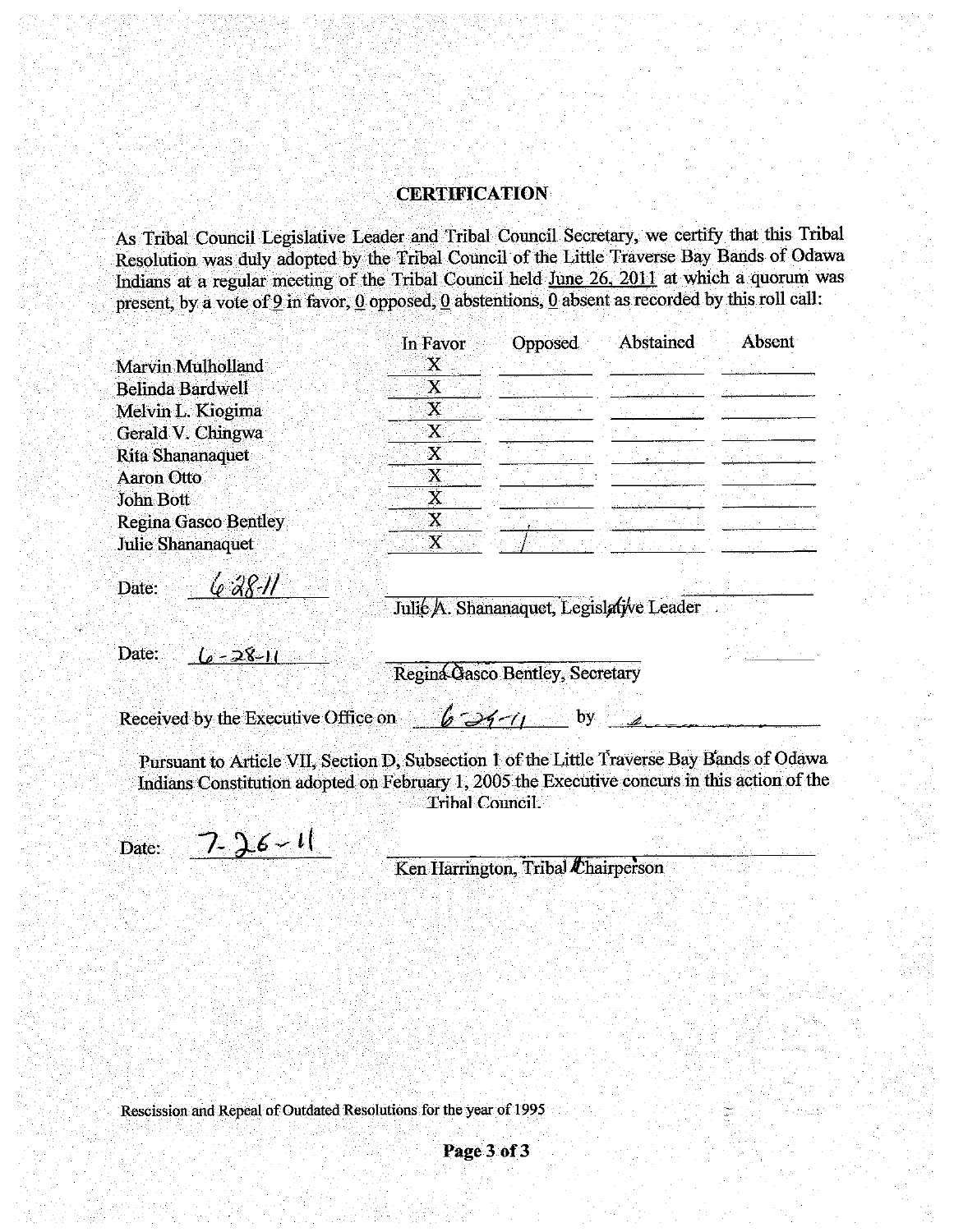## CERTIFICATION

As Tribal Council Legislative Leader and Tribal Council Secretary, we certify that this Tribal Resolution was duly adopted by the Tribal Council of the Little Traverse Bay Bands of Odawa Indians at a regular meeting of the Tribal Council held June 26, 2011 at which a quorum was present, by a vote of 9 in favor, 0 opposed, 0 abstentions, 0 absent as recorded by this roll call:

| | In Favor | Opposed | Abstained | Absent |
|---|---|---|---|---|
| Marvin Mulholland | X | | | |
| Belinda Bardwell | X | | | |
| Melvin L. Kiogima | X | | | |
| Gerald V. Chingwa | X | | | |
| Rita Shananaquet | X | | | |
| Aaron Otto | X | | | |
| John Bott | X | | | |
| Regina Gasco Bentley | X | | | |
| Julie Shananaquet | X | | | |

Date: 6-28-11

Julie A. Shananaquet, Legislative Leader

Date: 6-28-11

Regina Gasco Bentley, Secretary

Received by the Executive Office on 6-29-11 by

Pursuant to Article VII, Section D, Subsection 1 of the Little Traverse Bay Bands of Odawa Indians Constitution adopted on February 1, 2005 the Executive concurs in this action of the Tribal Council.

Date: 7-26-11

Ken Harrington, Tribal Chairperson

Rescission and Repeal of Outdated Resolutions for the year of 1995